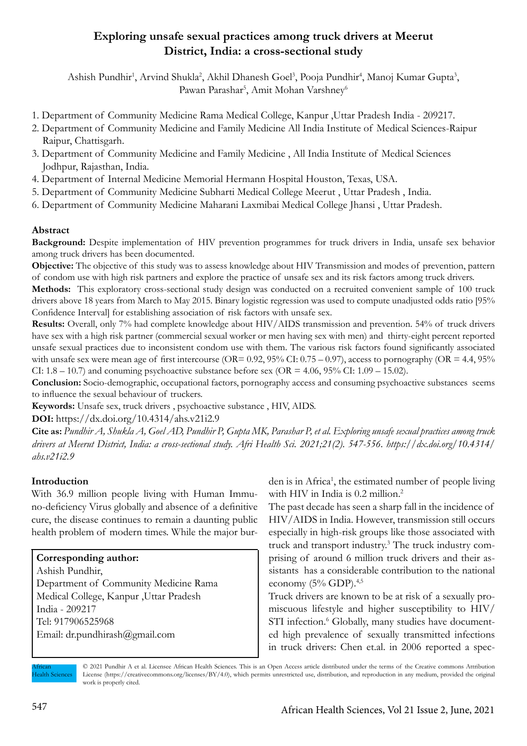# Exploring unsafe sexual practices among truck drivers at Meerut District, India: a cross-sectional study

Ashish Pundhir[1], Arvind Shukla[2], Akhil Dhanesh Goel[3], Pooja Pundhir[4], Manoj Kumar Gupta[3], Pawan Parashar[5], Amit Mohan Varshney[6]

1. Department of Community Medicine Rama Medical College, Kanpur ,Uttar Pradesh India - 209217.
2. Department of Community Medicine and Family Medicine All India Institute of Medical Sciences-Raipur Raipur, Chattisgarh.
3. Department of Community Medicine and Family Medicine , All India Institute of Medical Sciences Jodhpur, Rajasthan, India.
4. Department of Internal Medicine Memorial Hermann Hospital Houston, Texas, USA.
5. Department of Community Medicine Subharti Medical College Meerut , Uttar Pradesh , India.
6. Department of Community Medicine Maharani Laxmibai Medical College Jhansi , Uttar Pradesh.

## Abstract

**Background:** Despite implementation of HIV prevention programmes for truck drivers in India, unsafe sex behavior among truck drivers has been documented.

**Objective:** The objective of this study was to assess knowledge about HIV Transmission and modes of prevention, pattern of condom use with high risk partners and explore the practice of unsafe sex and its risk factors among truck drivers.

**Methods:** This exploratory cross-sectional study design was conducted on a recruited convenient sample of 100 truck drivers above 18 years from March to May 2015. Binary logistic regression was used to compute unadjusted odds ratio [95% Confidence Interval] for establishing association of risk factors with unsafe sex.

**Results:** Overall, only 7% had complete knowledge about HIV/AIDS transmission and prevention. 54% of truck drivers have sex with a high risk partner (commercial sexual worker or men having sex with men) and thirty-eight percent reported unsafe sexual practices due to inconsistent condom use with them. The various risk factors found significantly associated with unsafe sex were mean age of first intercourse (OR= 0.92, 95% CI: 0.75 – 0.97), access to pornography (OR = 4.4, 95% CI: 1.8 – 10.7) and conuming psychoactive substance before sex (OR = 4.06, 95% CI: 1.09 – 15.02).

**Conclusion:** Socio-demographic, occupational factors, pornography access and consuming psychoactive substances seems to influence the sexual behaviour of truckers.

**Keywords:** Unsafe sex, truck drivers , psychoactive substance , HIV, AIDS.

**DOI:** https://dx.doi.org/10.4314/ahs.v21i2.9

**Cite as:** *Pundhir A, Shukla A, Goel AD, Pundhir P, Gupta MK, Parashar P, et al. Exploring unsafe sexual practices among truck drivers at Meerut District, India: a cross-sectional study. Afri Health Sci. 2021;21(2). 547-556. https://dx.doi.org/10.4314/ahs.v21i2.9*

## Introduction

With 36.9 million people living with Human Immuno-deficiency Virus globally and absence of a definitive cure, the disease continues to remain a daunting public health problem of modern times. While the major burden is in Africa[1], the estimated number of people living with HIV in India is 0.2 million.[2]

The past decade has seen a sharp fall in the incidence of HIV/AIDS in India. However, transmission still occurs especially in high-risk groups like those associated with truck and transport industry.[3] The truck industry comprising of around 6 million truck drivers and their assistants has a considerable contribution to the national economy (5% GDP).[4,5]

Truck drivers are known to be at risk of a sexually promiscuous lifestyle and higher susceptibility to HIV/STI infection.[6] Globally, many studies have documented high prevalence of sexually transmitted infections in truck drivers: Chen et.al. in 2006 reported a spec-

**Corresponding author:**
Ashish Pundhir,
Department of Community Medicine Rama Medical College, Kanpur ,Uttar Pradesh India - 209217
Tel: 917906525968
Email: dr.pundhirash@gmail.com

© 2021 Pundhir A et al. Licensee African Health Sciences. This is an Open Access article distributed under the terms of the Creative commons Attribution License (https://creativecommons.org/licenses/BY/4.0), which permits unrestricted use, distribution, and reproduction in any medium, provided the original work is properly cited.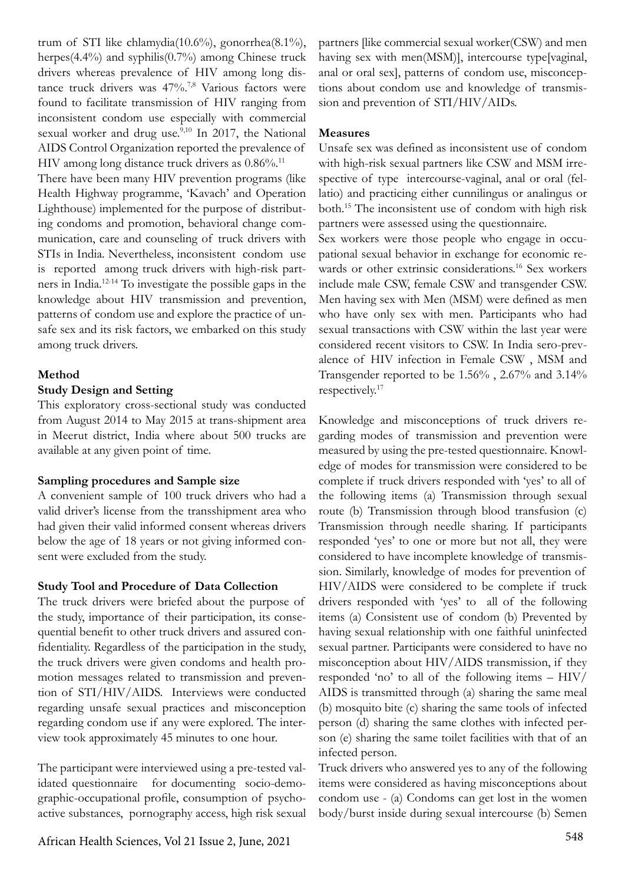trum of STI like chlamydia(10.6%), gonorrhea(8.1%), herpes(4.4%) and syphilis(0.7%) among Chinese truck drivers whereas prevalence of HIV among long distance truck drivers was 47%.[7,8] Various factors were found to facilitate transmission of HIV ranging from inconsistent condom use especially with commercial sexual worker and drug use.[9,10] In 2017, the National AIDS Control Organization reported the prevalence of HIV among long distance truck drivers as 0.86%.[11]

There have been many HIV prevention programs (like Health Highway programme, 'Kavach' and Operation Lighthouse) implemented for the purpose of distributing condoms and promotion, behavioral change communication, care and counseling of truck drivers with STIs in India. Nevertheless, inconsistent condom use is reported among truck drivers with high-risk partners in India.[12-14] To investigate the possible gaps in the knowledge about HIV transmission and prevention, patterns of condom use and explore the practice of unsafe sex and its risk factors, we embarked on this study among truck drivers.

## Method

### Study Design and Setting

This exploratory cross-sectional study was conducted from August 2014 to May 2015 at trans-shipment area in Meerut district, India where about 500 trucks are available at any given point of time.

### Sampling procedures and Sample size

A convenient sample of 100 truck drivers who had a valid driver's license from the transshipment area who had given their valid informed consent whereas drivers below the age of 18 years or not giving informed consent were excluded from the study.

### Study Tool and Procedure of Data Collection

The truck drivers were briefed about the purpose of the study, importance of their participation, its consequential benefit to other truck drivers and assured confidentiality. Regardless of the participation in the study, the truck drivers were given condoms and health promotion messages related to transmission and prevention of STI/HIV/AIDS. Interviews were conducted regarding unsafe sexual practices and misconception regarding condom use if any were explored. The interview took approximately 45 minutes to one hour.

The participant were interviewed using a pre-tested validated questionnaire for documenting socio-demographic-occupational profile, consumption of psychoactive substances, pornography access, high risk sexual partners [like commercial sexual worker(CSW) and men having sex with men(MSM)], intercourse type[vaginal, anal or oral sex], patterns of condom use, misconceptions about condom use and knowledge of transmission and prevention of STI/HIV/AIDs.

### Measures

Unsafe sex was defined as inconsistent use of condom with high-risk sexual partners like CSW and MSM irrespective of type intercourse-vaginal, anal or oral (fellatio) and practicing either cunnilingus or analingus or both.[15] The inconsistent use of condom with high risk partners were assessed using the questionnaire.

Sex workers were those people who engage in occupational sexual behavior in exchange for economic rewards or other extrinsic considerations.[16] Sex workers include male CSW, female CSW and transgender CSW. Men having sex with Men (MSM) were defined as men who have only sex with men. Participants who had sexual transactions with CSW within the last year were considered recent visitors to CSW. In India sero-prevalence of HIV infection in Female CSW , MSM and Transgender reported to be 1.56% , 2.67% and 3.14% respectively.[17]

Knowledge and misconceptions of truck drivers regarding modes of transmission and prevention were measured by using the pre-tested questionnaire. Knowledge of modes for transmission were considered to be complete if truck drivers responded with 'yes' to all of the following items (a) Transmission through sexual route (b) Transmission through blood transfusion (c) Transmission through needle sharing. If participants responded 'yes' to one or more but not all, they were considered to have incomplete knowledge of transmission. Similarly, knowledge of modes for prevention of HIV/AIDS were considered to be complete if truck drivers responded with 'yes' to all of the following items (a) Consistent use of condom (b) Prevented by having sexual relationship with one faithful uninfected sexual partner. Participants were considered to have no misconception about HIV/AIDS transmission, if they responded 'no' to all of the following items – HIV/AIDS is transmitted through (a) sharing the same meal (b) mosquito bite (c) sharing the same tools of infected person (d) sharing the same clothes with infected person (e) sharing the same toilet facilities with that of an infected person.

Truck drivers who answered yes to any of the following items were considered as having misconceptions about condom use - (a) Condoms can get lost in the women body/burst inside during sexual intercourse (b) Semen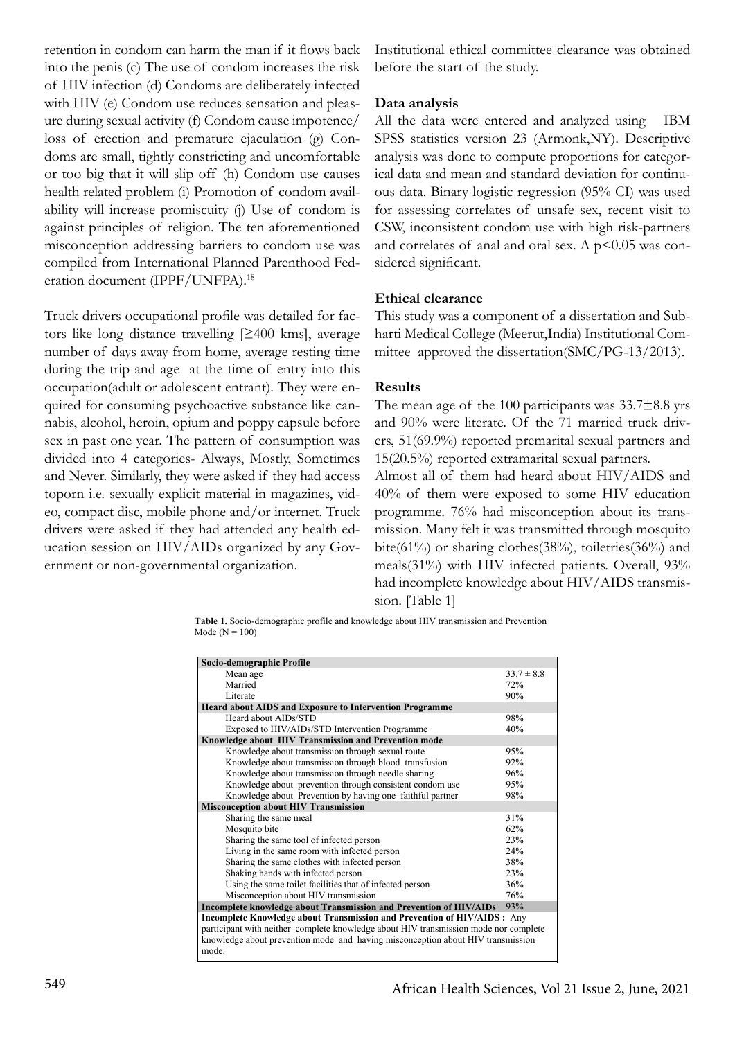retention in condom can harm the man if it flows back into the penis (c) The use of condom increases the risk of HIV infection (d) Condoms are deliberately infected with HIV (e) Condom use reduces sensation and pleasure during sexual activity (f) Condom cause impotence/ loss of erection and premature ejaculation (g) Condoms are small, tightly constricting and uncomfortable or too big that it will slip off (h) Condom use causes health related problem (i) Promotion of condom availability will increase promiscuity (j) Use of condom is against principles of religion. The ten aforementioned misconception addressing barriers to condom use was compiled from International Planned Parenthood Federation document (IPPF/UNFPA).[18]

Truck drivers occupational profile was detailed for factors like long distance travelling [≥400 kms], average number of days away from home, average resting time during the trip and age at the time of entry into this occupation(adult or adolescent entrant). They were enquired for consuming psychoactive substance like cannabis, alcohol, heroin, opium and poppy capsule before sex in past one year. The pattern of consumption was divided into 4 categories- Always, Mostly, Sometimes and Never. Similarly, they were asked if they had access toporn i.e. sexually explicit material in magazines, video, compact disc, mobile phone and/or internet. Truck drivers were asked if they had attended any health education session on HIV/AIDs organized by any Government or non-governmental organization.

Institutional ethical committee clearance was obtained before the start of the study.

**Data analysis**

All the data were entered and analyzed using IBM SPSS statistics version 23 (Armonk,NY). Descriptive analysis was done to compute proportions for categorical data and mean and standard deviation for continuous data. Binary logistic regression (95% CI) was used for assessing correlates of unsafe sex, recent visit to CSW, inconsistent condom use with high risk-partners and correlates of anal and oral sex. A $p<0.05$ was considered significant.

**Ethical clearance**

This study was a component of a dissertation and Subharti Medical College (Meerut,India) Institutional Committee approved the dissertation(SMC/PG-13/2013).

**Results**

The mean age of the 100 participants was 33.7±8.8 yrs and 90% were literate. Of the 71 married truck drivers, 51(69.9%) reported premarital sexual partners and 15(20.5%) reported extramarital sexual partners.

Almost all of them had heard about HIV/AIDS and 40% of them were exposed to some HIV education programme. 76% had misconception about its transmission. Many felt it was transmitted through mosquito bite(61%) or sharing clothes(38%), toiletries(36%) and meals(31%) with HIV infected patients. Overall, 93% had incomplete knowledge about HIV/AIDS transmission. [Table 1]

**Table 1.** Socio-demographic profile and knowledge about HIV transmission and Prevention Mode (N = 100)

| | |
|---|---|
| **Socio-demographic Profile** | |
| Mean age | 33.7 ± 8.8 |
| Married | 72% |
| Literate | 90% |
| **Heard about AIDS and Exposure to Intervention Programme** | |
| Heard about AIDs/STD | 98% |
| Exposed to HIV/AIDs/STD Intervention Programme | 40% |
| **Knowledge about HIV Transmission and Prevention mode** | |
| Knowledge about transmission through sexual route | 95% |
| Knowledge about transmission through blood transfusion | 92% |
| Knowledge about transmission through needle sharing | 96% |
| Knowledge about prevention through consistent condom use | 95% |
| Knowledge about Prevention by having one faithful partner | 98% |
| **Misconception about HIV Transmission** | |
| Sharing the same meal | 31% |
| Mosquito bite | 62% |
| Sharing the same tool of infected person | 23% |
| Living in the same room with infected person | 24% |
| Sharing the same clothes with infected person | 38% |
| Shaking hands with infected person | 23% |
| Using the same toilet facilities that of infected person | 36% |
| Misconception about HIV transmission | 76% |
| **Incomplete knowledge about Transmission and Prevention of HIV/AIDs** | 93% |

**Incomplete Knowledge about Transmission and Prevention of HIV/AIDS :** Any participant with neither complete knowledge about HIV transmission mode nor complete knowledge about prevention mode and having misconception about HIV transmission mode.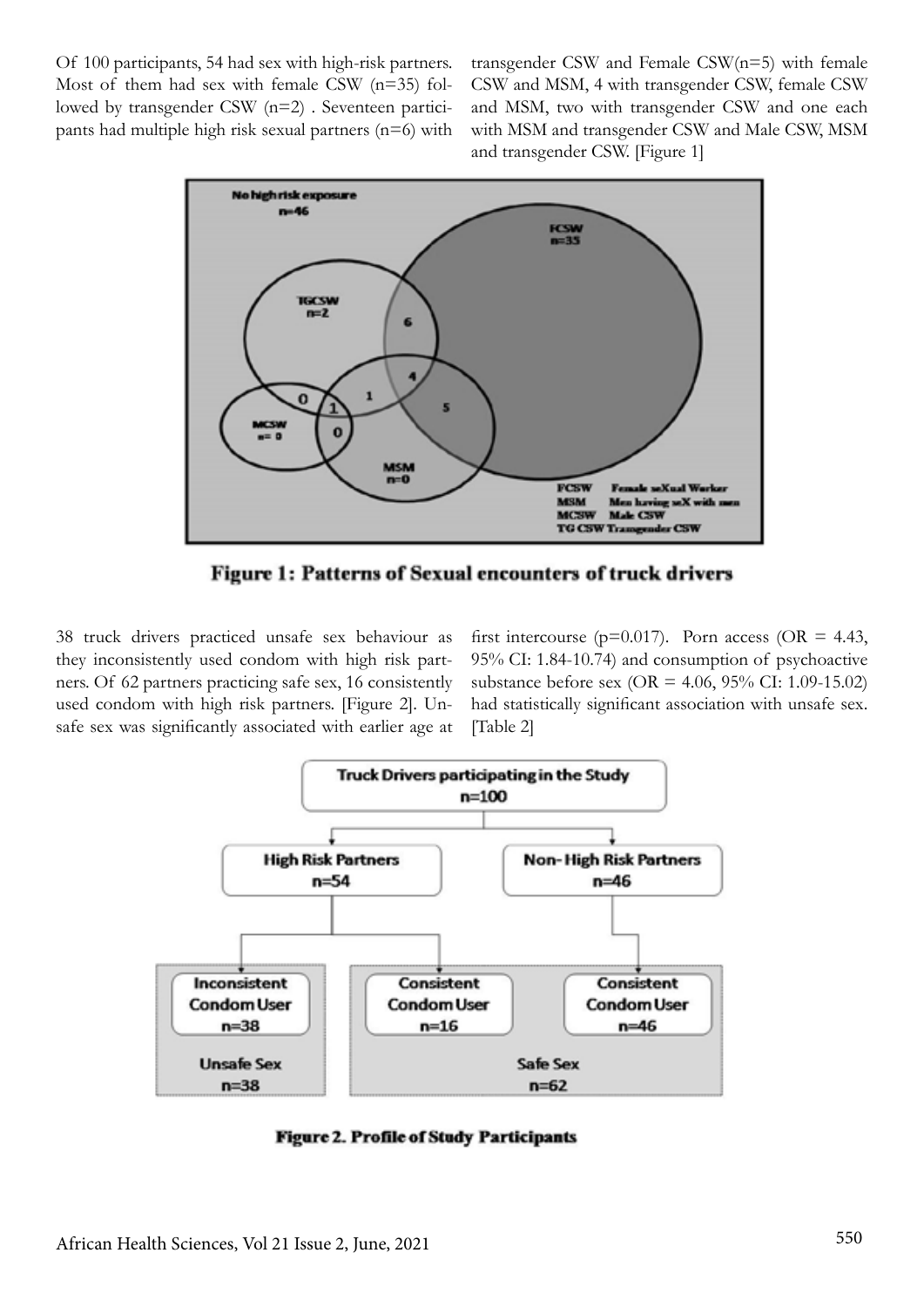Of 100 participants, 54 had sex with high-risk partners. Most of them had sex with female CSW (n=35) followed by transgender CSW (n=2) . Seventeen participants had multiple high risk sexual partners (n=6) with transgender CSW and Female CSW(n=5) with female CSW and MSM, 4 with transgender CSW, female CSW and MSM, two with transgender CSW and one each with MSM and transgender CSW and Male CSW, MSM and transgender CSW. [Figure 1]

**Figure 1: Patterns of Sexual encounters of truck drivers**

38 truck drivers practiced unsafe sex behaviour as they inconsistently used condom with high risk partners. Of 62 partners practicing safe sex, 16 consistently used condom with high risk partners. [Figure 2]. Unsafe sex was significantly associated with earlier age at first intercourse (p=0.017). Porn access (OR = 4.43, 95% CI: 1.84-10.74) and consumption of psychoactive substance before sex (OR = 4.06, 95% CI: 1.09-15.02) had statistically significant association with unsafe sex. [Table 2]

**Figure 2. Profile of Study Participants**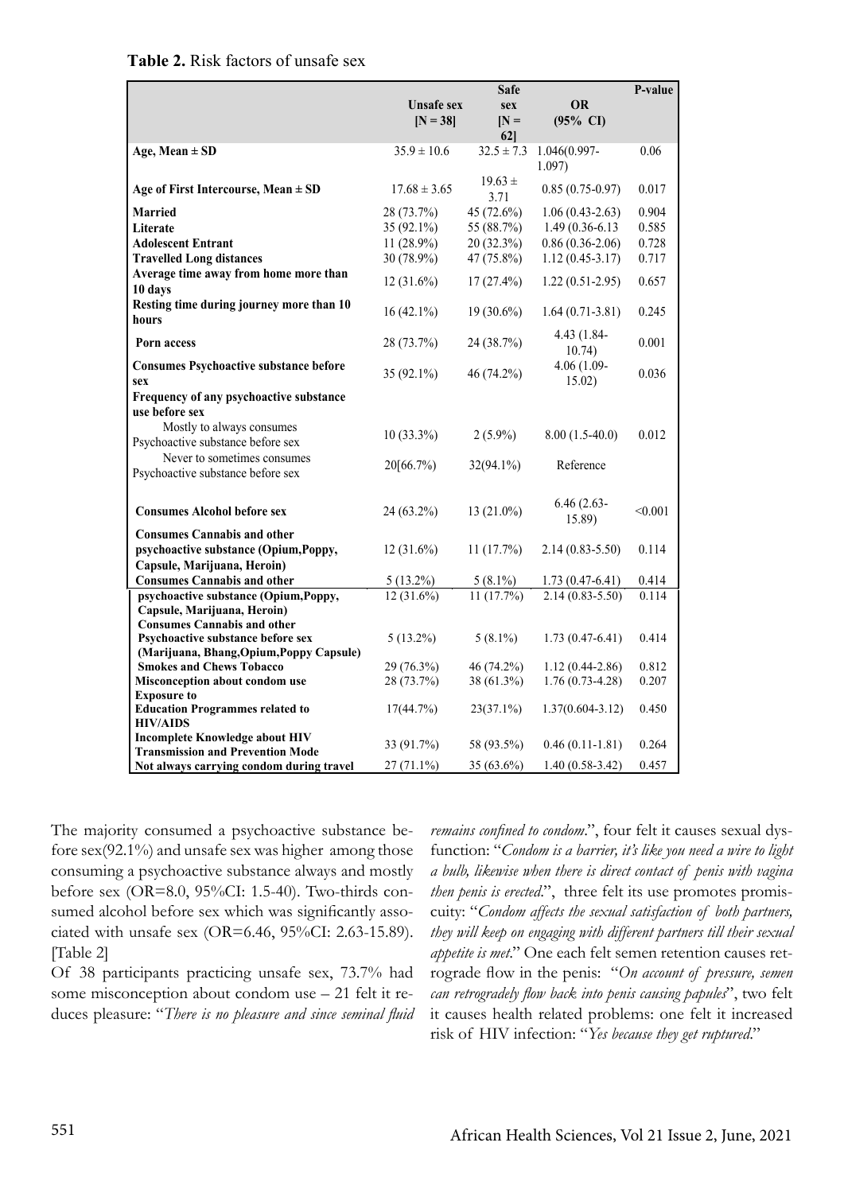**Table 2.** Risk factors of unsafe sex

| | Unsafe sex [N = 38] | Safe sex [N = 62] | OR (95% CI) | P-value |
|---|---|---|---|---|
| **Age, Mean ± SD** | 35.9 ± 10.6 | 32.5 ± 7.3 | 1.046(0.997-1.097) | 0.06 |
| **Age of First Intercourse, Mean ± SD** | 17.68 ± 3.65 | 19.63 ± 3.71 | 0.85 (0.75-0.97) | 0.017 |
| **Married** | 28 (73.7%) | 45 (72.6%) | 1.06 (0.43-2.63) | 0.904 |
| **Literate** | 35 (92.1%) | 55 (88.7%) | 1.49 (0.36-6.13 | 0.585 |
| **Adolescent Entrant** | 11 (28.9%) | 20 (32.3%) | 0.86 (0.36-2.06) | 0.728 |
| **Travelled Long distances** | 30 (78.9%) | 47 (75.8%) | 1.12 (0.45-3.17) | 0.717 |
| **Average time away from home more than 10 days** | 12 (31.6%) | 17 (27.4%) | 1.22 (0.51-2.95) | 0.657 |
| **Resting time during journey more than 10 hours** | 16 (42.1%) | 19 (30.6%) | 1.64 (0.71-3.81) | 0.245 |
| **Porn access** | 28 (73.7%) | 24 (38.7%) | 4.43 (1.84-10.74) | 0.001 |
| **Consumes Psychoactive substance before sex** | 35 (92.1%) | 46 (74.2%) | 4.06 (1.09-15.02) | 0.036 |
| **Frequency of any psychoactive substance use before sex** | | | | |
| Mostly to always consumes Psychoactive substance before sex | 10 (33.3%) | 2 (5.9%) | 8.00 (1.5-40.0) | 0.012 |
| Never to sometimes consumes Psychoactive substance before sex | 20[66.7%) | 32(94.1%) | Reference | |
| **Consumes Alcohol before sex** | 24 (63.2%) | 13 (21.0%) | 6.46 (2.63-15.89) | <0.001 |
| **Consumes Cannabis and other psychoactive substance (Opium,Poppy, Capsule, Marijuana, Heroin)** | 12 (31.6%) | 11 (17.7%) | 2.14 (0.83-5.50) | 0.114 |
| **Consumes Cannabis and other** | 5 (13.2%) | 5 (8.1%) | 1.73 (0.47-6.41) | 0.414 |
| **psychoactive substance (Opium,Poppy, Capsule, Marijuana, Heroin)** | 12 (31.6%) | 11 (17.7%) | 2.14 (0.83-5.50) | 0.114 |
| **Consumes Cannabis and other Psychoactive substance before sex (Marijuana, Bhang,Opium,Poppy Capsule)** | 5 (13.2%) | 5 (8.1%) | 1.73 (0.47-6.41) | 0.414 |
| **Smokes and Chews Tobacco** | 29 (76.3%) | 46 (74.2%) | 1.12 (0.44-2.86) | 0.812 |
| **Misconception about condom use** | 28 (73.7%) | 38 (61.3%) | 1.76 (0.73-4.28) | 0.207 |
| **Exposure to Education Programmes related to HIV/AIDS** | 17(44.7%) | 23(37.1%) | 1.37(0.604-3.12) | 0.450 |
| **Incomplete Knowledge about HIV Transmission and Prevention Mode** | 33 (91.7%) | 58 (93.5%) | 0.46 (0.11-1.81) | 0.264 |
| **Not always carrying condom during travel** | 27 (71.1%) | 35 (63.6%) | 1.40 (0.58-3.42) | 0.457 |

The majority consumed a psychoactive substance before sex(92.1%) and unsafe sex was higher among those consuming a psychoactive substance always and mostly before sex (OR=8.0, 95%CI: 1.5-40). Two-thirds consumed alcohol before sex which was significantly associated with unsafe sex (OR=6.46, 95%CI: 2.63-15.89). [Table 2]

Of 38 participants practicing unsafe sex, 73.7% had some misconception about condom use – 21 felt it reduces pleasure: "*There is no pleasure and since seminal fluid remains confined to condom.*", four felt it causes sexual dysfunction: "*Condom is a barrier, it's like you need a wire to light a bulb, likewise when there is direct contact of penis with vagina then penis is erected.*", three felt its use promotes promiscuity: "*Condom affects the sexual satisfaction of both partners, they will keep on engaging with different partners till their sexual appetite is met.*" One each felt semen retention causes retrograde flow in the penis: "*On account of pressure, semen can retrogradely flow back into penis causing papules*", two felt it causes health related problems: one felt it increased risk of HIV infection: "*Yes because they get ruptured.*"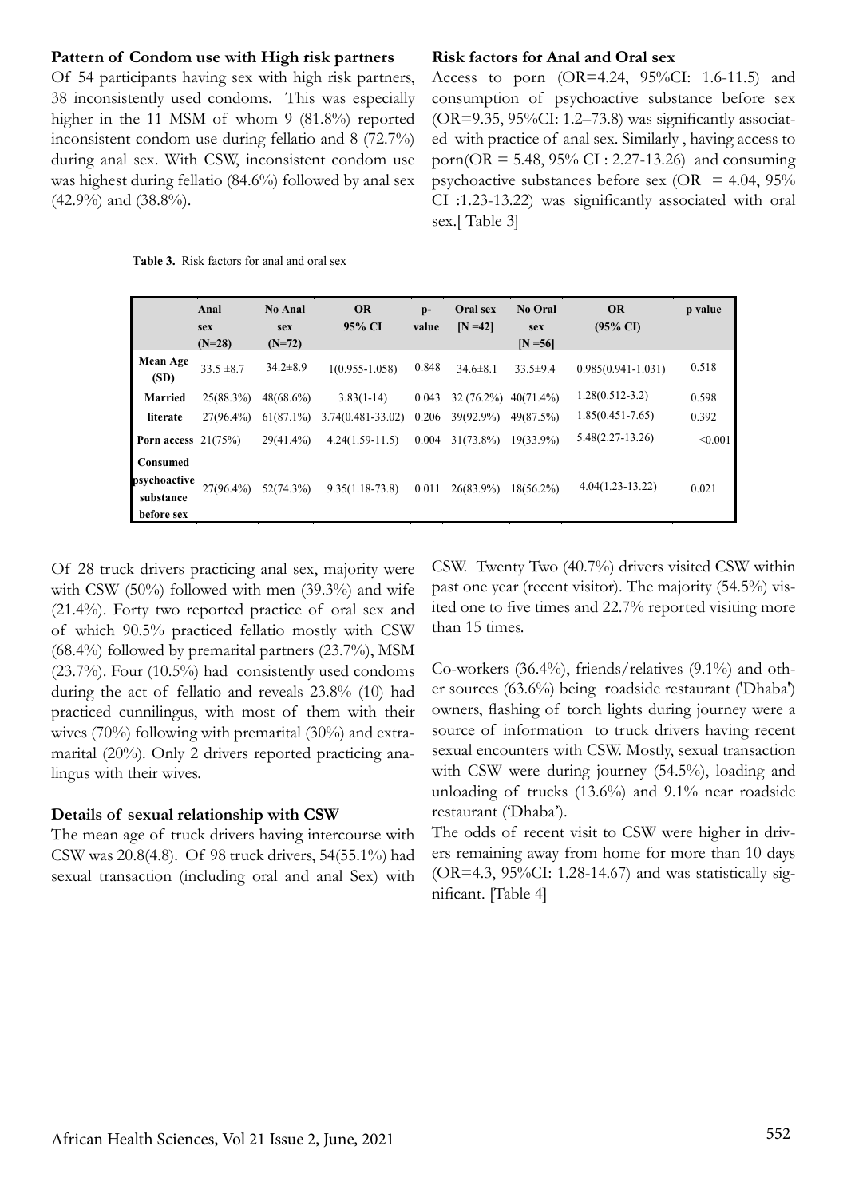### Pattern of Condom use with High risk partners

Of 54 participants having sex with high risk partners, 38 inconsistently used condoms. This was especially higher in the 11 MSM of whom 9 (81.8%) reported inconsistent condom use during fellatio and 8 (72.7%) during anal sex. With CSW, inconsistent condom use was highest during fellatio (84.6%) followed by anal sex (42.9%) and (38.8%).

### Risk factors for Anal and Oral sex

Access to porn (OR=4.24, 95%CI: 1.6-11.5) and consumption of psychoactive substance before sex (OR=9.35, 95%CI: 1.2–73.8) was significantly associated with practice of anal sex. Similarly , having access to porn(OR = 5.48, 95% CI : 2.27-13.26) and consuming psychoactive substances before sex (OR = 4.04, 95% CI :1.23-13.22) was significantly associated with oral sex.[ Table 3]

**Table 3.** Risk factors for anal and oral sex

| | Anal sex (N=28) | No Anal sex (N=72) | OR 95% CI | p-value | Oral sex [N =42] | No Oral sex [N =56] | OR (95% CI) | p value |
|---|---|---|---|---|---|---|---|---|
| **Mean Age (SD)** | 33.5 ±8.7 | 34.2±8.9 | 1(0.955-1.058) | 0.848 | 34.6±8.1 | 33.5±9.4 | 0.985(0.941-1.031) | 0.518 |
| **Married** | 25(88.3%) | 48(68.6%) | 3.83(1-14) | 0.043 | 32 (76.2%) | 40(71.4%) | 1.28(0.512-3.2) | 0.598 |
| **literate** | 27(96.4%) | 61(87.1%) | 3.74(0.481-33.02) | 0.206 | 39(92.9%) | 49(87.5%) | 1.85(0.451-7.65) | 0.392 |
| **Porn access** | 21(75%) | 29(41.4%) | 4.24(1.59-11.5) | 0.004 | 31(73.8%) | 19(33.9%) | 5.48(2.27-13.26) | <0.001 |
| **Consumed psychoactive substance before sex** | 27(96.4%) | 52(74.3%) | 9.35(1.18-73.8) | 0.011 | 26(83.9%) | 18(56.2%) | 4.04(1.23-13.22) | 0.021 |

Of 28 truck drivers practicing anal sex, majority were with CSW (50%) followed with men (39.3%) and wife (21.4%). Forty two reported practice of oral sex and of which 90.5% practiced fellatio mostly with CSW (68.4%) followed by premarital partners (23.7%), MSM (23.7%). Four (10.5%) had consistently used condoms during the act of fellatio and reveals 23.8% (10) had practiced cunnilingus, with most of them with their wives (70%) following with premarital (30%) and extramarital (20%). Only 2 drivers reported practicing analingus with their wives.

### Details of sexual relationship with CSW

The mean age of truck drivers having intercourse with CSW was 20.8(4.8). Of 98 truck drivers, 54(55.1%) had sexual transaction (including oral and anal Sex) with CSW. Twenty Two (40.7%) drivers visited CSW within past one year (recent visitor). The majority (54.5%) visited one to five times and 22.7% reported visiting more than 15 times.

Co-workers (36.4%), friends/relatives (9.1%) and other sources (63.6%) being roadside restaurant ('Dhaba') owners, flashing of torch lights during journey were a source of information to truck drivers having recent sexual encounters with CSW. Mostly, sexual transaction with CSW were during journey (54.5%), loading and unloading of trucks (13.6%) and 9.1% near roadside restaurant ('Dhaba').

The odds of recent visit to CSW were higher in drivers remaining away from home for more than 10 days (OR=4.3, 95%CI: 1.28-14.67) and was statistically significant. [Table 4]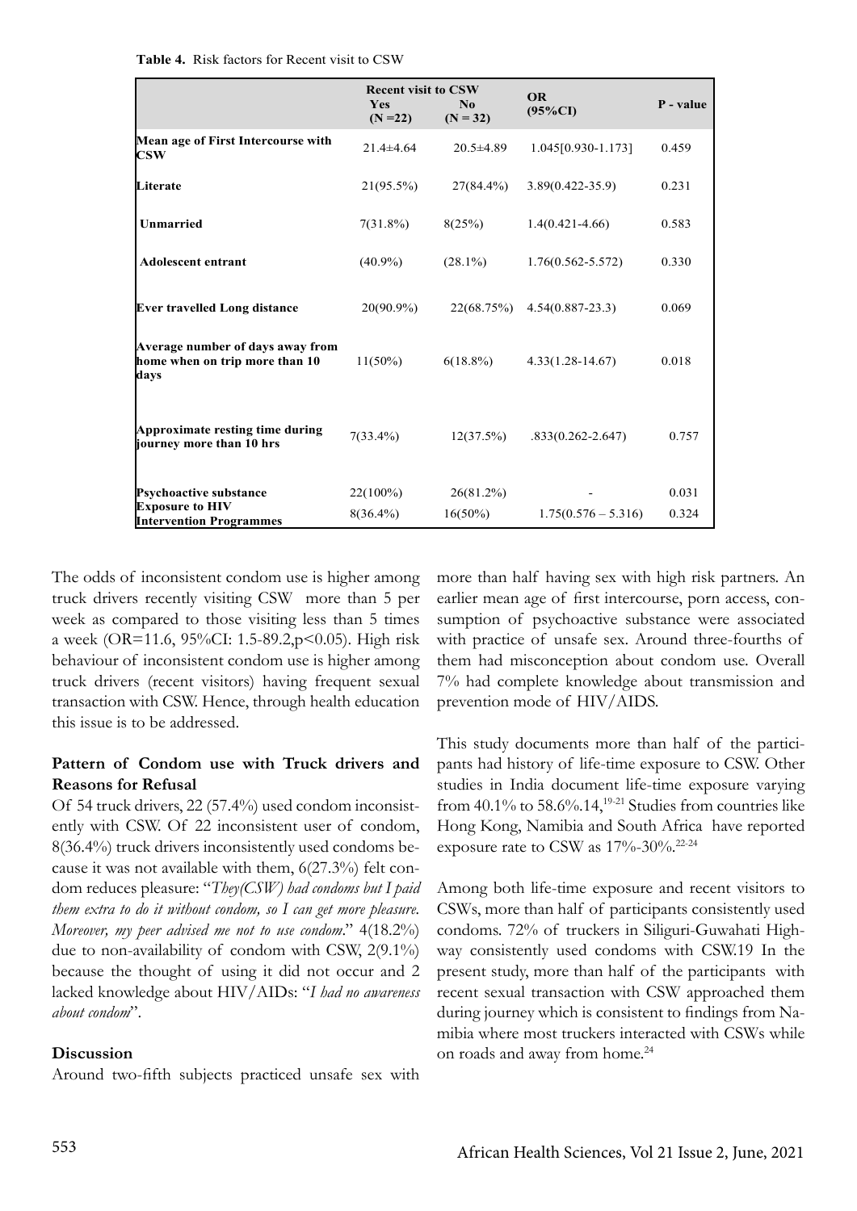**Table 4.** Risk factors for Recent visit to CSW

| | Recent visit to CSW | | OR (95%CI) | P - value |
|---|---|---|---|---|
| | Yes (N =22) | No (N = 32) | | |
| **Mean age of First Intercourse with CSW** | 21.4±4.64 | 20.5±4.89 | 1.045[0.930-1.173] | 0.459 |
| **Literate** | 21(95.5%) | 27(84.4%) | 3.89(0.422-35.9) | 0.231 |
| **Unmarried** | 7(31.8%) | 8(25%) | 1.4(0.421-4.66) | 0.583 |
| **Adolescent entrant** | (40.9%) | (28.1%) | 1.76(0.562-5.572) | 0.330 |
| **Ever travelled Long distance** | 20(90.9%) | 22(68.75%) | 4.54(0.887-23.3) | 0.069 |
| **Average number of days away from home when on trip more than 10 days** | 11(50%) | 6(18.8%) | 4.33(1.28-14.67) | 0.018 |
| **Approximate resting time during journey more than 10 hrs** | 7(33.4%) | 12(37.5%) | .833(0.262-2.647) | 0.757 |
| **Psychoactive substance** | 22(100%) | 26(81.2%) | - | 0.031 |
| **Exposure to HIV Intervention Programmes** | 8(36.4%) | 16(50%) | 1.75(0.576 – 5.316) | 0.324 |

The odds of inconsistent condom use is higher among truck drivers recently visiting CSW more than 5 per week as compared to those visiting less than 5 times a week (OR=11.6, 95%CI: 1.5-89.2, $p<0.05$). High risk behaviour of inconsistent condom use is higher among truck drivers (recent visitors) having frequent sexual transaction with CSW. Hence, through health education this issue is to be addressed.

### Pattern of Condom use with Truck drivers and Reasons for Refusal

Of 54 truck drivers, 22 (57.4%) used condom inconsistently with CSW. Of 22 inconsistent user of condom, 8(36.4%) truck drivers inconsistently used condoms because it was not available with them, 6(27.3%) felt condom reduces pleasure: "*They(CSW) had condoms but I paid them extra to do it without condom, so I can get more pleasure. Moreover, my peer advised me not to use condom*." 4(18.2%) due to non-availability of condom with CSW, 2(9.1%) because the thought of using it did not occur and 2 lacked knowledge about HIV/AIDs: "*I had no awareness about condom*".

### Discussion

Around two-fifth subjects practiced unsafe sex with more than half having sex with high risk partners. An earlier mean age of first intercourse, porn access, consumption of psychoactive substance were associated with practice of unsafe sex. Around three-fourths of them had misconception about condom use. Overall 7% had complete knowledge about transmission and prevention mode of HIV/AIDS.

This study documents more than half of the participants had history of life-time exposure to CSW. Other studies in India document life-time exposure varying from 40.1% to 58.6%.14,[19-21] Studies from countries like Hong Kong, Namibia and South Africa have reported exposure rate to CSW as 17%-30%.[22-24]

Among both life-time exposure and recent visitors to CSWs, more than half of participants consistently used condoms. 72% of truckers in Siliguri-Guwahati Highway consistently used condoms with CSW.19 In the present study, more than half of the participants with recent sexual transaction with CSW approached them during journey which is consistent to findings from Namibia where most truckers interacted with CSWs while on roads and away from home.[24]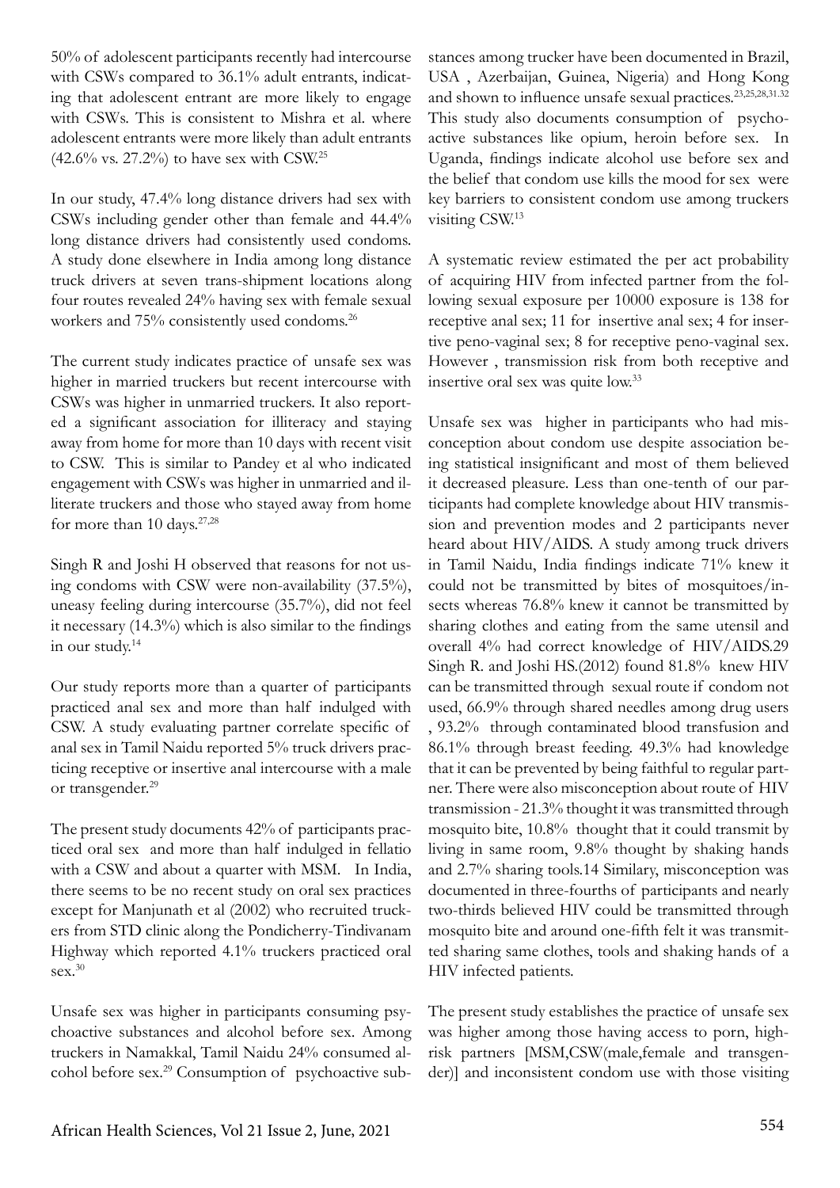50% of adolescent participants recently had intercourse with CSWs compared to 36.1% adult entrants, indicating that adolescent entrant are more likely to engage with CSWs. This is consistent to Mishra et al. where adolescent entrants were more likely than adult entrants (42.6% vs. 27.2%) to have sex with CSW.[25]

In our study, 47.4% long distance drivers had sex with CSWs including gender other than female and 44.4% long distance drivers had consistently used condoms. A study done elsewhere in India among long distance truck drivers at seven trans-shipment locations along four routes revealed 24% having sex with female sexual workers and 75% consistently used condoms.[26]

The current study indicates practice of unsafe sex was higher in married truckers but recent intercourse with CSWs was higher in unmarried truckers. It also reported a significant association for illiteracy and staying away from home for more than 10 days with recent visit to CSW. This is similar to Pandey et al who indicated engagement with CSWs was higher in unmarried and illiterate truckers and those who stayed away from home for more than 10 days.[27,28]

Singh R and Joshi H observed that reasons for not using condoms with CSW were non-availability (37.5%), uneasy feeling during intercourse (35.7%), did not feel it necessary (14.3%) which is also similar to the findings in our study.[14]

Our study reports more than a quarter of participants practiced anal sex and more than half indulged with CSW. A study evaluating partner correlate specific of anal sex in Tamil Naidu reported 5% truck drivers practicing receptive or insertive anal intercourse with a male or transgender.[29]

The present study documents 42% of participants practiced oral sex and more than half indulged in fellatio with a CSW and about a quarter with MSM. In India, there seems to be no recent study on oral sex practices except for Manjunath et al (2002) who recruited truckers from STD clinic along the Pondicherry-Tindivanam Highway which reported 4.1% truckers practiced oral sex.[30]

Unsafe sex was higher in participants consuming psychoactive substances and alcohol before sex. Among truckers in Namakkal, Tamil Naidu 24% consumed alcohol before sex.[29] Consumption of psychoactive substances among trucker have been documented in Brazil, USA , Azerbaijan, Guinea, Nigeria) and Hong Kong and shown to influence unsafe sexual practices.[23,25,28,31,32] This study also documents consumption of psychoactive substances like opium, heroin before sex. In Uganda, findings indicate alcohol use before sex and the belief that condom use kills the mood for sex were key barriers to consistent condom use among truckers visiting CSW.[13]

A systematic review estimated the per act probability of acquiring HIV from infected partner from the following sexual exposure per 10000 exposure is 138 for receptive anal sex; 11 for insertive anal sex; 4 for insertive peno-vaginal sex; 8 for receptive peno-vaginal sex. However , transmission risk from both receptive and insertive oral sex was quite low.[33]

Unsafe sex was higher in participants who had misconception about condom use despite association being statistical insignificant and most of them believed it decreased pleasure. Less than one-tenth of our participants had complete knowledge about HIV transmission and prevention modes and 2 participants never heard about HIV/AIDS. A study among truck drivers in Tamil Naidu, India findings indicate 71% knew it could not be transmitted by bites of mosquitoes/insects whereas 76.8% knew it cannot be transmitted by sharing clothes and eating from the same utensil and overall 4% had correct knowledge of HIV/AIDS.29 Singh R. and Joshi HS.(2012) found 81.8% knew HIV can be transmitted through sexual route if condom not used, 66.9% through shared needles among drug users , 93.2% through contaminated blood transfusion and 86.1% through breast feeding. 49.3% had knowledge that it can be prevented by being faithful to regular partner. There were also misconception about route of HIV transmission - 21.3% thought it was transmitted through mosquito bite, 10.8% thought that it could transmit by living in same room, 9.8% thought by shaking hands and 2.7% sharing tools.14 Similary, misconception was documented in three-fourths of participants and nearly two-thirds believed HIV could be transmitted through mosquito bite and around one-fifth felt it was transmitted sharing same clothes, tools and shaking hands of a HIV infected patients.

The present study establishes the practice of unsafe sex was higher among those having access to porn, high-risk partners [MSM,CSW(male,female and transgender)] and inconsistent condom use with those visiting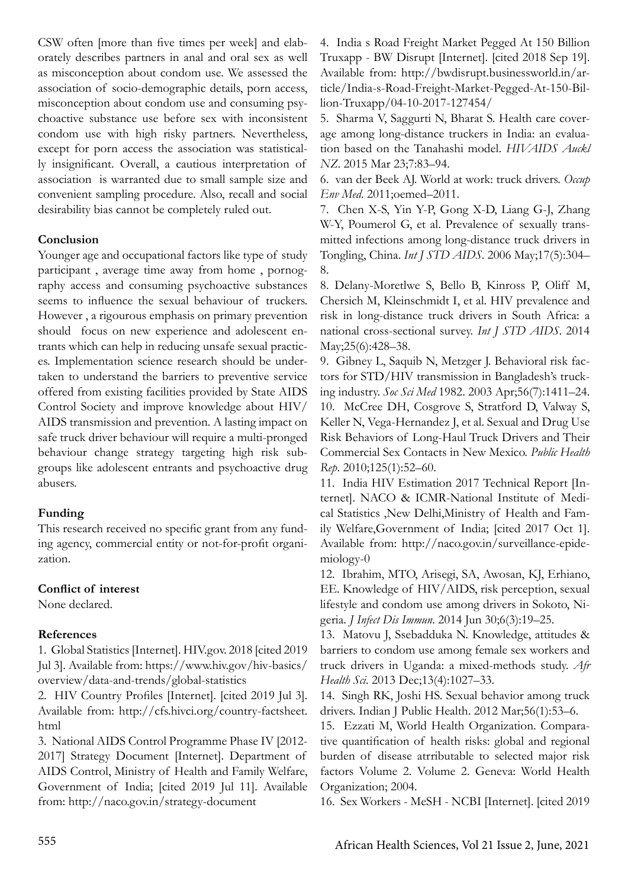CSW often [more than five times per week] and elaborately describes partners in anal and oral sex as well as misconception about condom use. We assessed the association of socio-demographic details, porn access, misconception about condom use and consuming psychoactive substance use before sex with inconsistent condom use with high risky partners. Nevertheless, except for porn access the association was statistically insignificant. Overall, a cautious interpretation of association is warranted due to small sample size and convenient sampling procedure. Also, recall and social desirability bias cannot be completely ruled out.

## Conclusion

Younger age and occupational factors like type of study participant , average time away from home , pornography access and consuming psychoactive substances seems to influence the sexual behaviour of truckers. However , a rigourous emphasis on primary prevention should focus on new experience and adolescent entrants which can help in reducing unsafe sexual practices. Implementation science research should be undertaken to understand the barriers to preventive service offered from existing facilities provided by State AIDS Control Society and improve knowledge about HIV/AIDS transmission and prevention. A lasting impact on safe truck driver behaviour will require a multi-pronged behaviour change strategy targeting high risk subgroups like adolescent entrants and psychoactive drug abusers.

## Funding

This research received no specific grant from any funding agency, commercial entity or not-for-profit organization.

## Conflict of interest

None declared.

## References

1. Global Statistics [Internet]. HIV.gov. 2018 [cited 2019 Jul 3]. Available from: https://www.hiv.gov/hiv-basics/overview/data-and-trends/global-statistics
2. HIV Country Profiles [Internet]. [cited 2019 Jul 3]. Available from: http://cfs.hivci.org/country-factsheet.html
3. National AIDS Control Programme Phase IV [2012-2017] Strategy Document [Internet]. Department of AIDS Control, Ministry of Health and Family Welfare, Government of India; [cited 2019 Jul 11]. Available from: http://naco.gov.in/strategy-document
4. India s Road Freight Market Pegged At 150 Billion Truxapp - BW Disrupt [Internet]. [cited 2018 Sep 19]. Available from: http://bwdisrupt.businessworld.in/article/India-s-Road-Freight-Market-Pegged-At-150-Billion-Truxapp/04-10-2017-127454/
5. Sharma V, Saggurti N, Bharat S. Health care coverage among long-distance truckers in India: an evaluation based on the Tanahashi model. *HIVAIDS Auckl NZ*. 2015 Mar 23;7:83–94.
6. van der Beek AJ. World at work: truck drivers. *Occup Env Med*. 2011;oemed–2011.
7. Chen X-S, Yin Y-P, Gong X-D, Liang G-J, Zhang W-Y, Poumerol G, et al. Prevalence of sexually transmitted infections among long-distance truck drivers in Tongling, China. *Int J STD AIDS*. 2006 May;17(5):304–8.
8. Delany-Moretlwe S, Bello B, Kinross P, Oliff M, Chersich M, Kleinschmidt I, et al. HIV prevalence and risk in long-distance truck drivers in South Africa: a national cross-sectional survey. *Int J STD AIDS*. 2014 May;25(6):428–38.
9. Gibney L, Saquib N, Metzger J. Behavioral risk factors for STD/HIV transmission in Bangladesh's trucking industry. *Soc Sci Med* 1982. 2003 Apr;56(7):1411–24.
10. McCree DH, Cosgrove S, Stratford D, Valway S, Keller N, Vega-Hernandez J, et al. Sexual and Drug Use Risk Behaviors of Long-Haul Truck Drivers and Their Commercial Sex Contacts in New Mexico. *Public Health Rep*. 2010;125(1):52–60.
11. India HIV Estimation 2017 Technical Report [Internet]. NACO & ICMR-National Institute of Medical Statistics ,New Delhi,Ministry of Health and Family Welfare,Government of India; [cited 2017 Oct 1]. Available from: http://naco.gov.in/surveillance-epidemiology-0
12. Ibrahim, MTO, Arisegi, SA, Awosan, KJ, Erhiano, EE. Knowledge of HIV/AIDS, risk perception, sexual lifestyle and condom use among drivers in Sokoto, Nigeria. *J Infect Dis Immun*. 2014 Jun 30;6(3):19–25.
13. Matovu J, Ssebadduka N. Knowledge, attitudes & barriers to condom use among female sex workers and truck drivers in Uganda: a mixed-methods study. *Afr Health Sci*. 2013 Dec;13(4):1027–33.
14. Singh RK, Joshi HS. Sexual behavior among truck drivers. Indian J Public Health. 2012 Mar;56(1):53–6.
15. Ezzati M, World Health Organization. Comparative quantification of health risks: global and regional burden of disease atrributable to selected major risk factors Volume 2. Volume 2. Geneva: World Health Organization; 2004.
16. Sex Workers - MeSH - NCBI [Internet]. [cited 2019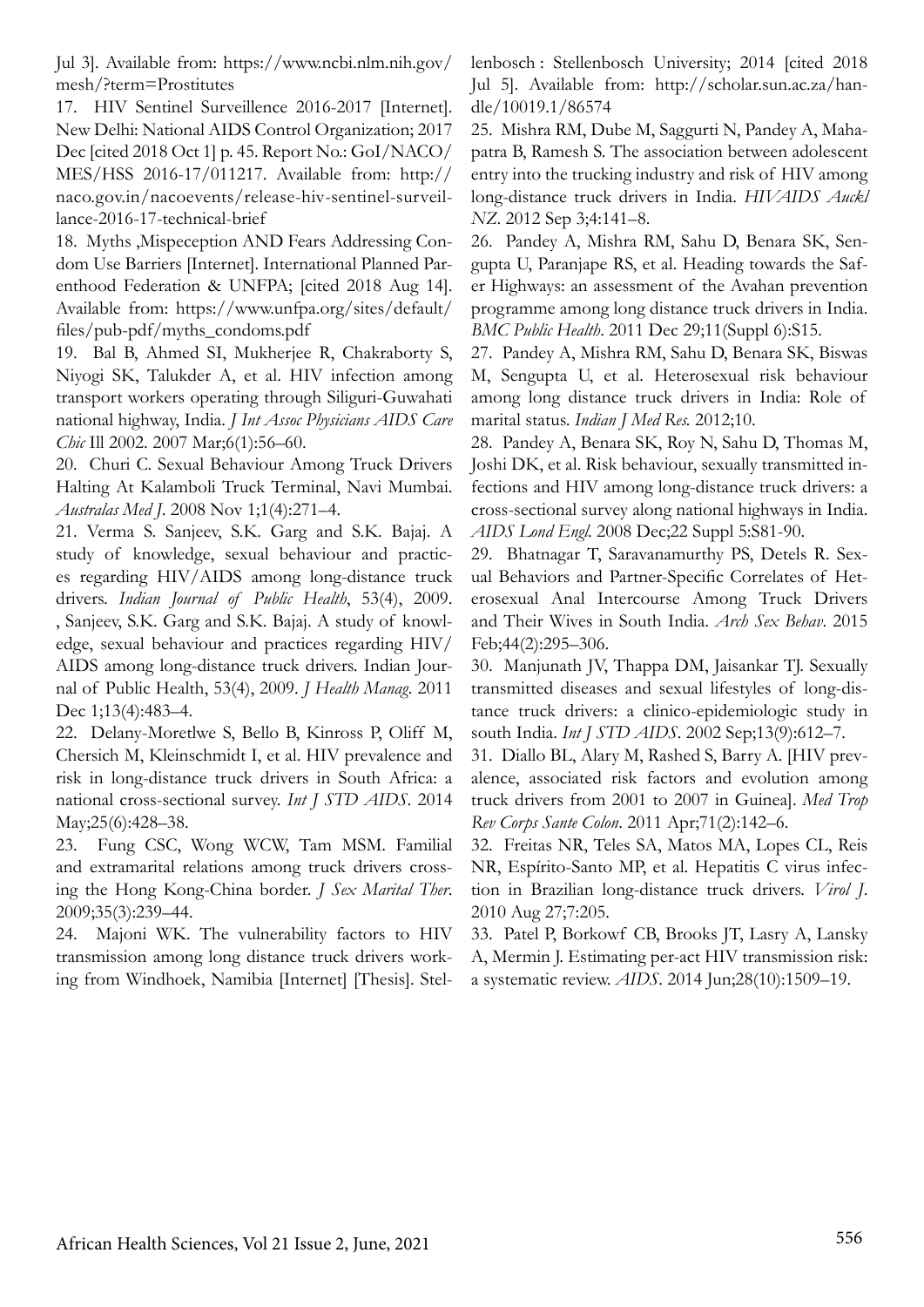Jul 3]. Available from: https://www.ncbi.nlm.nih.gov/mesh/?term=Prostitutes

17. HIV Sentinel Surveillence 2016-2017 [Internet]. New Delhi: National AIDS Control Organization; 2017 Dec [cited 2018 Oct 1] p. 45. Report No.: GoI/NACO/MES/HSS 2016-17/011217. Available from: http://naco.gov.in/nacoevents/release-hiv-sentinel-surveillance-2016-17-technical-brief

18. Myths ,Mispeception AND Fears Addressing Condom Use Barriers [Internet]. International Planned Parenthood Federation & UNFPA; [cited 2018 Aug 14]. Available from: https://www.unfpa.org/sites/default/files/pub-pdf/myths_condoms.pdf

19. Bal B, Ahmed SI, Mukherjee R, Chakraborty S, Niyogi SK, Talukder A, et al. HIV infection among transport workers operating through Siliguri-Guwahati national highway, India. *J Int Assoc Physicians AIDS Care Chic* Ill 2002. 2007 Mar;6(1):56–60.

20. Churi C. Sexual Behaviour Among Truck Drivers Halting At Kalamboli Truck Terminal, Navi Mumbai. *Australas Med J*. 2008 Nov 1;1(4):271–4.

21. Verma S. Sanjeev, S.K. Garg and S.K. Bajaj. A study of knowledge, sexual behaviour and practices regarding HIV/AIDS among long-distance truck drivers. *Indian Journal of Public Health*, 53(4), 2009. , Sanjeev, S.K. Garg and S.K. Bajaj. A study of knowledge, sexual behaviour and practices regarding HIV/AIDS among long-distance truck drivers. Indian Journal of Public Health, 53(4), 2009. *J Health Manag*. 2011 Dec 1;13(4):483–4.

22. Delany-Moretlwe S, Bello B, Kinross P, Oliff M, Chersich M, Kleinschmidt I, et al. HIV prevalence and risk in long-distance truck drivers in South Africa: a national cross-sectional survey. *Int J STD AIDS*. 2014 May;25(6):428–38.

23. Fung CSC, Wong WCW, Tam MSM. Familial and extramarital relations among truck drivers crossing the Hong Kong-China border. *J Sex Marital Ther*. 2009;35(3):239–44.

24. Majoni WK. The vulnerability factors to HIV transmission among long distance truck drivers working from Windhoek, Namibia [Internet] [Thesis]. Stellenbosch : Stellenbosch University; 2014 [cited 2018 Jul 5]. Available from: http://scholar.sun.ac.za/handle/10019.1/86574

25. Mishra RM, Dube M, Saggurti N, Pandey A, Mahapatra B, Ramesh S. The association between adolescent entry into the trucking industry and risk of HIV among long-distance truck drivers in India. *HIVAIDS Auckl NZ*. 2012 Sep 3;4:141–8.

26. Pandey A, Mishra RM, Sahu D, Benara SK, Sengupta U, Paranjape RS, et al. Heading towards the Safer Highways: an assessment of the Avahan prevention programme among long distance truck drivers in India. *BMC Public Health*. 2011 Dec 29;11(Suppl 6):S15.

27. Pandey A, Mishra RM, Sahu D, Benara SK, Biswas M, Sengupta U, et al. Heterosexual risk behaviour among long distance truck drivers in India: Role of marital status. *Indian J Med Res.* 2012;10.

28. Pandey A, Benara SK, Roy N, Sahu D, Thomas M, Joshi DK, et al. Risk behaviour, sexually transmitted infections and HIV among long-distance truck drivers: a cross-sectional survey along national highways in India. *AIDS Lond Engl.* 2008 Dec;22 Suppl 5:S81-90.

29. Bhatnagar T, Saravanamurthy PS, Detels R. Sexual Behaviors and Partner-Specific Correlates of Heterosexual Anal Intercourse Among Truck Drivers and Their Wives in South India. *Arch Sex Behav*. 2015 Feb;44(2):295–306.

30. Manjunath JV, Thappa DM, Jaisankar TJ. Sexually transmitted diseases and sexual lifestyles of long-distance truck drivers: a clinico-epidemiologic study in south India. *Int J STD AIDS*. 2002 Sep;13(9):612–7.

31. Diallo BL, Alary M, Rashed S, Barry A. [HIV prevalence, associated risk factors and evolution among truck drivers from 2001 to 2007 in Guinea]. *Med Trop Rev Corps Sante Colon*. 2011 Apr;71(2):142–6.

32. Freitas NR, Teles SA, Matos MA, Lopes CL, Reis NR, Espírito-Santo MP, et al. Hepatitis C virus infection in Brazilian long-distance truck drivers. *Virol J*. 2010 Aug 27;7:205.

33. Patel P, Borkowf CB, Brooks JT, Lasry A, Lansky A, Mermin J. Estimating per-act HIV transmission risk: a systematic review. *AIDS*. 2014 Jun;28(10):1509–19.